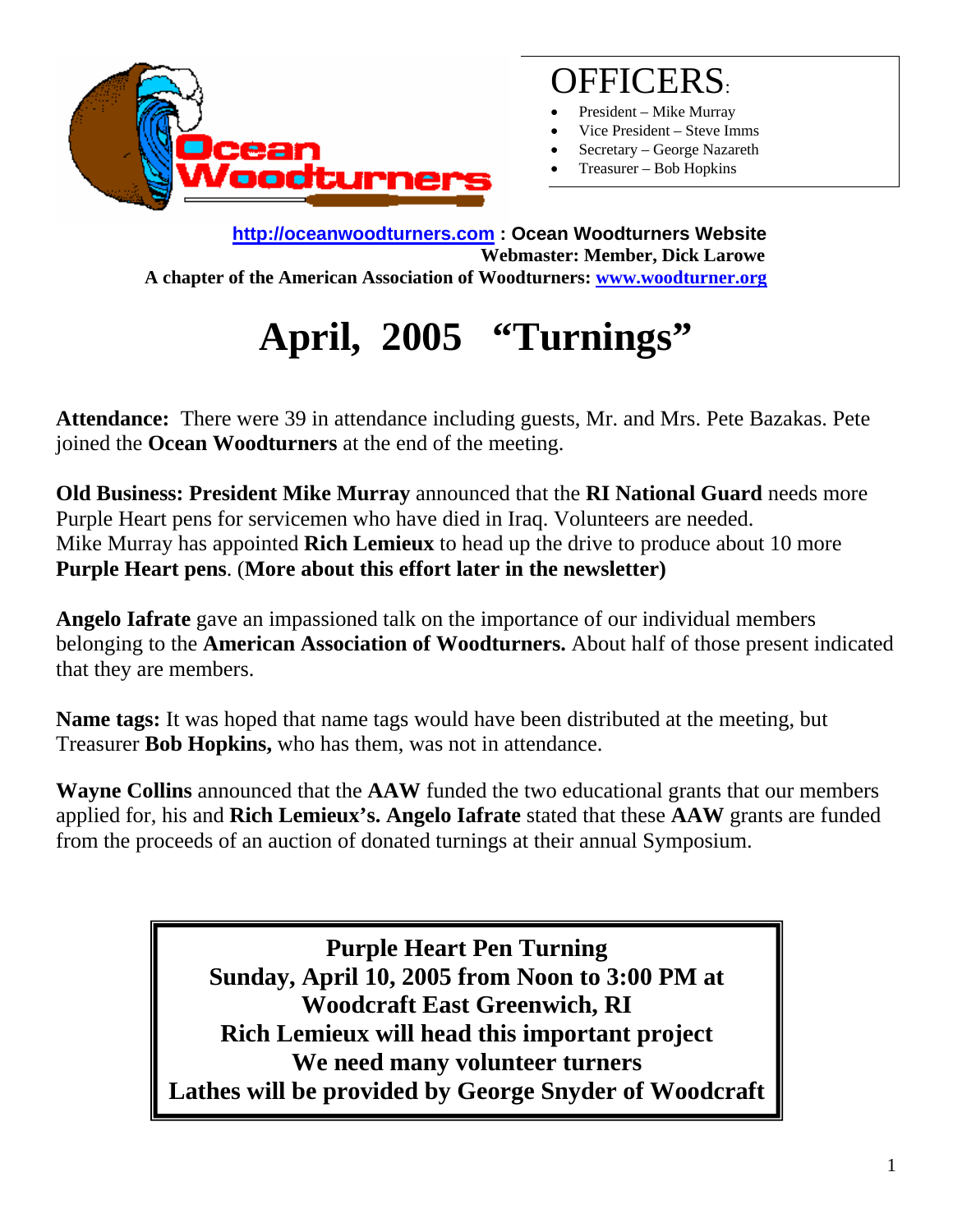# OFFICERS:

- President – Mike Murray
- Vice President – Steve Imms
- Secretary – George Nazareth
- Treasurer – Bob Hopkins

**http://oceanwoodturners.com : Ocean Woodturners Website**
**Webmaster: Member, Dick Larowe**
**A chapter of the American Association of Woodturners: www.woodturner.org**

# April, 2005 "Turnings"

**Attendance:** There were 39 in attendance including guests, Mr. and Mrs. Pete Bazakas. Pete joined the **Ocean Woodturners** at the end of the meeting.

**Old Business: President Mike Murray** announced that the **RI National Guard** needs more Purple Heart pens for servicemen who have died in Iraq. Volunteers are needed. Mike Murray has appointed **Rich Lemieux** to head up the drive to produce about 10 more **Purple Heart pens**. (**More about this effort later in the newsletter)**

**Angelo Iafrate** gave an impassioned talk on the importance of our individual members belonging to the **American Association of Woodturners.** About half of those present indicated that they are members.

**Name tags:** It was hoped that name tags would have been distributed at the meeting, but Treasurer **Bob Hopkins,** who has them, was not in attendance.

**Wayne Collins** announced that the **AAW** funded the two educational grants that our members applied for, his and **Rich Lemieux's. Angelo Iafrate** stated that these **AAW** grants are funded from the proceeds of an auction of donated turnings at their annual Symposium.

**Purple Heart Pen Turning**
**Sunday, April 10, 2005 from Noon to 3:00 PM at**
**Woodcraft East Greenwich, RI**
**Rich Lemieux will head this important project**
**We need many volunteer turners**
**Lathes will be provided by George Snyder of Woodcraft**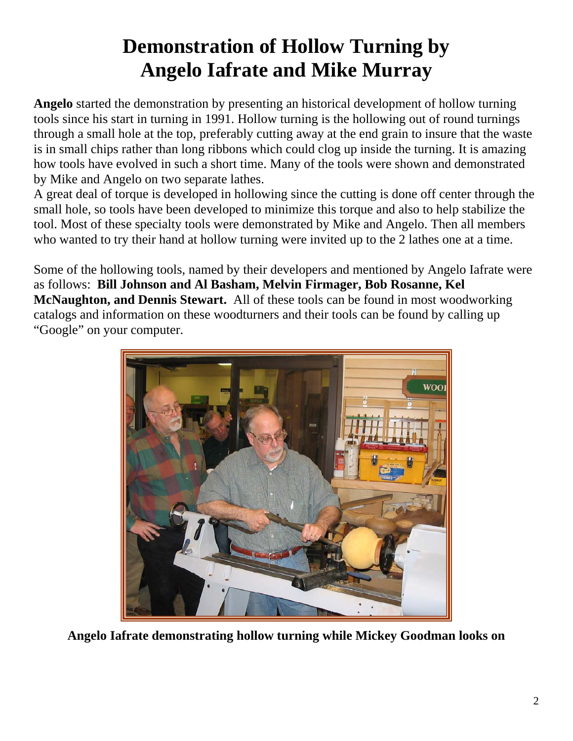# Demonstration of Hollow Turning by Angelo Iafrate and Mike Murray

**Angelo** started the demonstration by presenting an historical development of hollow turning tools since his start in turning in 1991. Hollow turning is the hollowing out of round turnings through a small hole at the top, preferably cutting away at the end grain to insure that the waste is in small chips rather than long ribbons which could clog up inside the turning. It is amazing how tools have evolved in such a short time. Many of the tools were shown and demonstrated by Mike and Angelo on two separate lathes.
A great deal of torque is developed in hollowing since the cutting is done off center through the small hole, so tools have been developed to minimize this torque and also to help stabilize the tool. Most of these specialty tools were demonstrated by Mike and Angelo. Then all members who wanted to try their hand at hollow turning were invited up to the 2 lathes one at a time.

Some of the hollowing tools, named by their developers and mentioned by Angelo Iafrate were as follows: **Bill Johnson and Al Basham, Melvin Firmager, Bob Rosanne, Kel McNaughton, and Dennis Stewart.** All of these tools can be found in most woodworking catalogs and information on these woodturners and their tools can be found by calling up "Google" on your computer.

**Angelo Iafrate demonstrating hollow turning while Mickey Goodman looks on**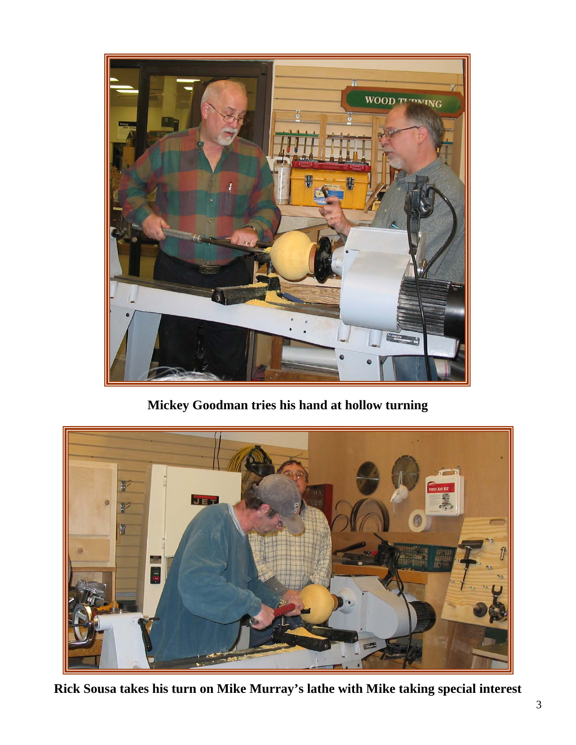**Mickey Goodman tries his hand at hollow turning**

**Rick Sousa takes his turn on Mike Murray's lathe with Mike taking special interest**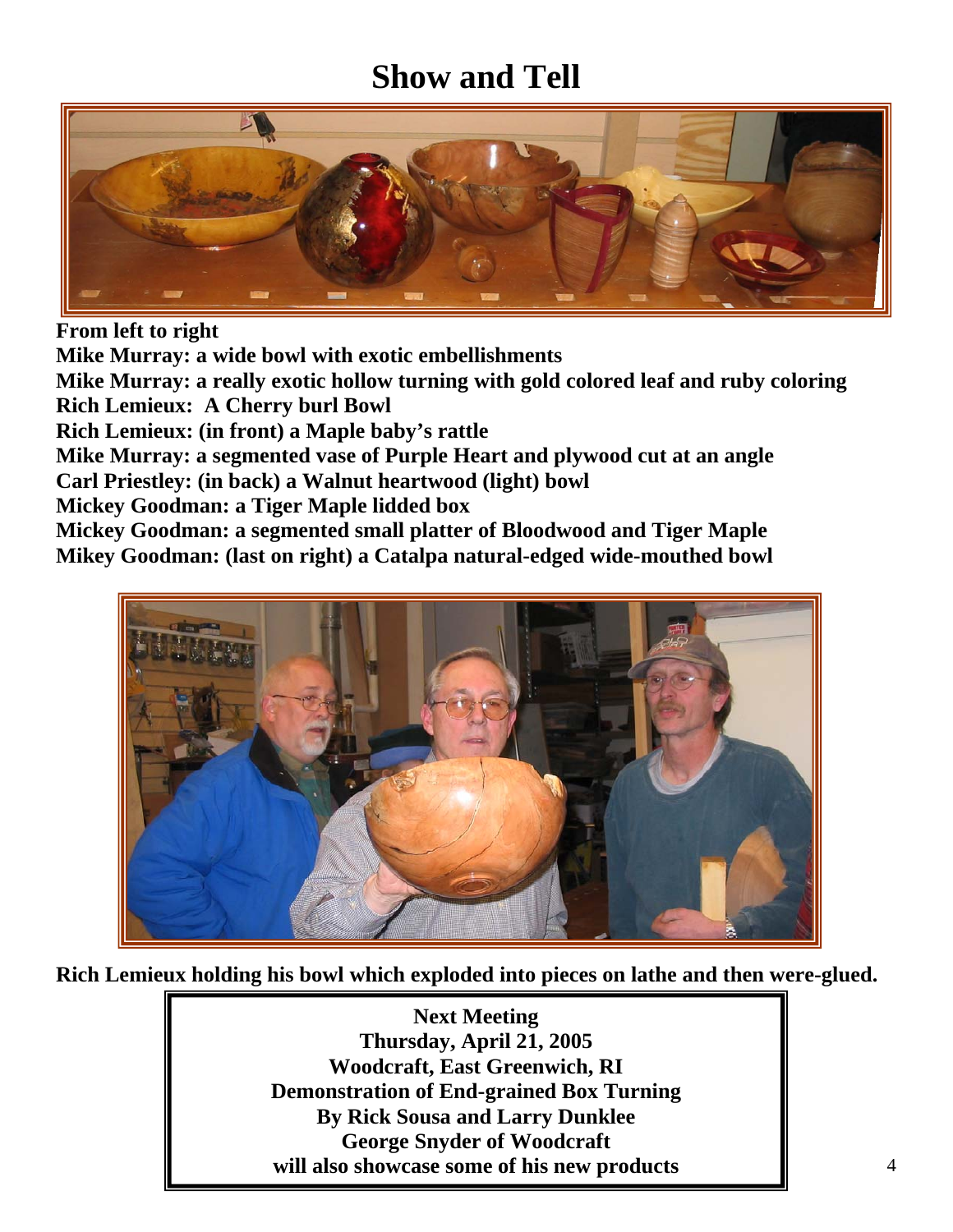# Show and Tell

**From left to right**
**Mike Murray: a wide bowl with exotic embellishments**
**Mike Murray: a really exotic hollow turning with gold colored leaf and ruby coloring**
**Rich Lemieux: A Cherry burl Bowl**
**Rich Lemieux: (in front) a Maple baby's rattle**
**Mike Murray: a segmented vase of Purple Heart and plywood cut at an angle**
**Carl Priestley: (in back) a Walnut heartwood (light) bowl**
**Mickey Goodman: a Tiger Maple lidded box**
**Mickey Goodman: a segmented small platter of Bloodwood and Tiger Maple**
**Mikey Goodman: (last on right) a Catalpa natural-edged wide-mouthed bowl**

**Rich Lemieux holding his bowl which exploded into pieces on lathe and then were-glued.**

**Next Meeting**
**Thursday, April 21, 2005**
**Woodcraft, East Greenwich, RI**
**Demonstration of End-grained Box Turning**
**By Rick Sousa and Larry Dunklee**
**George Snyder of Woodcraft**
**will also showcase some of his new products**